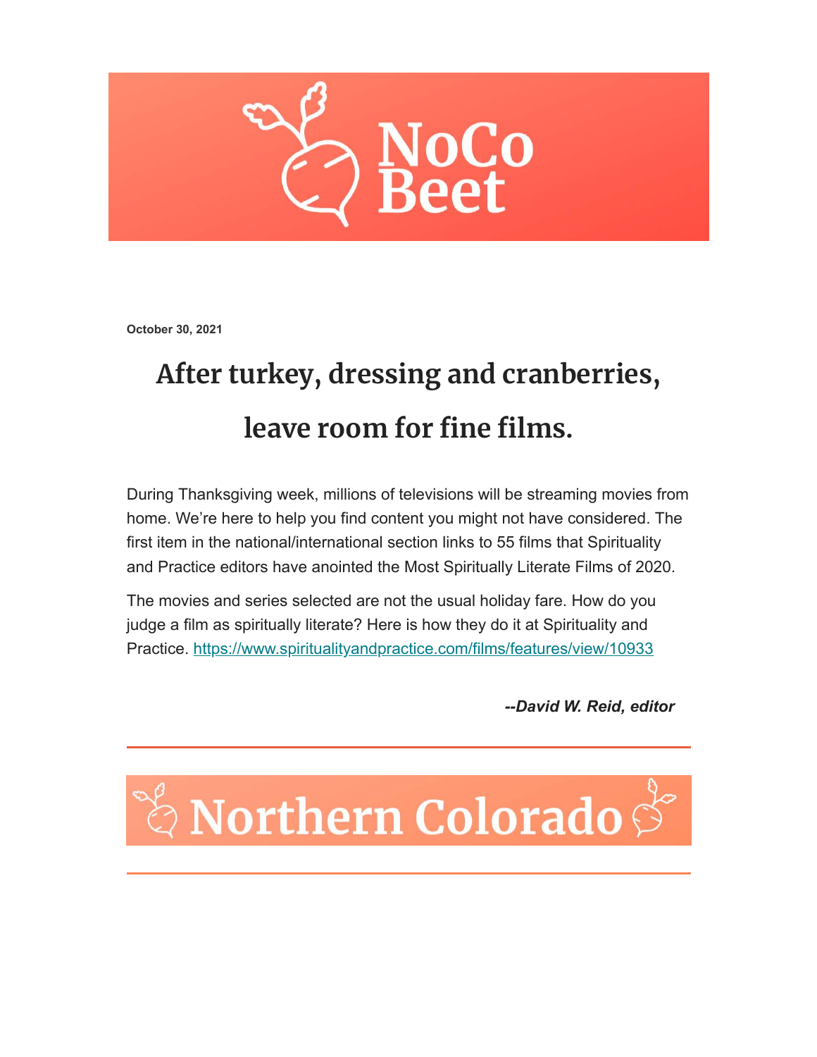# NoCo Beet

**October 30, 2021**

## After turkey, dressing and cranberries, leave room for fine films.

During Thanksgiving week, millions of televisions will be streaming movies from home. We're here to help you find content you might not have considered. The first item in the national/international section links to 55 films that Spirituality and Practice editors have anointed the Most Spiritually Literate Films of 2020.

The movies and series selected are not the usual holiday fare. How do you judge a film as spiritually literate? Here is how they do it at Spirituality and Practice. https://www.spiritualityandpractice.com/films/features/view/10933

***--David W. Reid, editor***

---

## Northern Colorado

---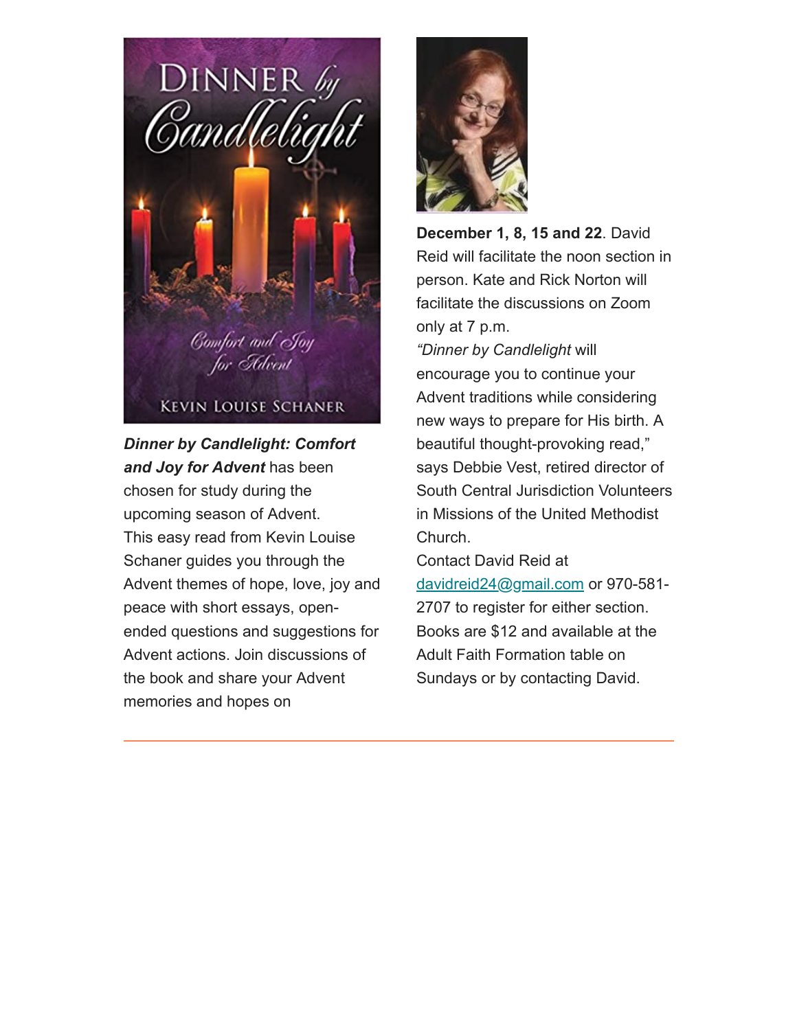***Dinner by Candlelight: Comfort and Joy for Advent*** has been chosen for study during the upcoming season of Advent. This easy read from Kevin Louise Schaner guides you through the Advent themes of hope, love, joy and peace with short essays, open-ended questions and suggestions for Advent actions. Join discussions of the book and share your Advent memories and hopes on **December 1, 8, 15 and 22**. David Reid will facilitate the noon section in person. Kate and Rick Norton will facilitate the discussions on Zoom only at 7 p.m.

*"Dinner by Candlelight* will encourage you to continue your Advent traditions while considering new ways to prepare for His birth. A beautiful thought-provoking read," says Debbie Vest, retired director of South Central Jurisdiction Volunteers in Missions of the United Methodist Church.

Contact David Reid at [davidreid24@gmail.com](mailto:davidreid24@gmail.com) or 970-581-2707 to register for either section. Books are $12 and available at the Adult Faith Formation table on Sundays or by contacting David.

---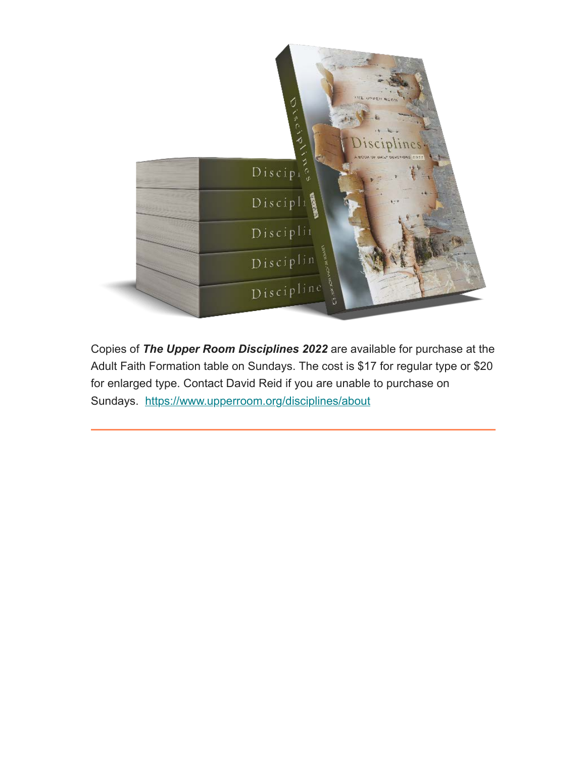Copies of ***The Upper Room Disciplines 2022*** are available for purchase at the Adult Faith Formation table on Sundays. The cost is $17 for regular type or $20 for enlarged type. Contact David Reid if you are unable to purchase on Sundays. [https://www.upperroom.org/disciplines/about](https://www.upperroom.org/disciplines/about)

---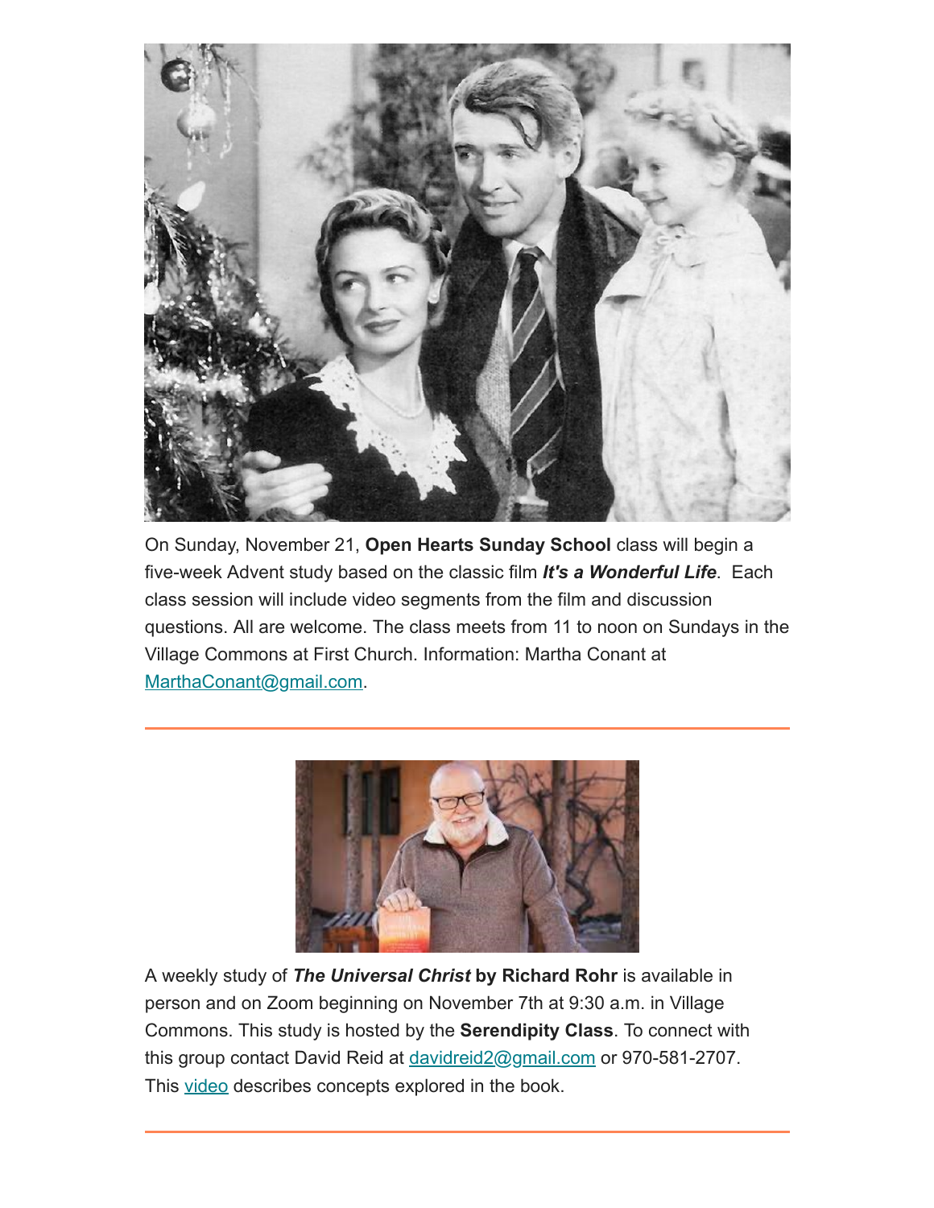On Sunday, November 21, **Open Hearts Sunday School** class will begin a five-week Advent study based on the classic film ***It's a Wonderful Life***.  Each class session will include video segments from the film and discussion questions. All are welcome. The class meets from 11 to noon on Sundays in the Village Commons at First Church. Information: Martha Conant at MarthaConant@gmail.com.

---

A weekly study of ***The Universal Christ*** **by Richard Rohr** is available in person and on Zoom beginning on November 7th at 9:30 a.m. in Village Commons. This study is hosted by the **Serendipity Class**. To connect with this group contact David Reid at davidreid2@gmail.com or 970-581-2707. This video describes concepts explored in the book.

---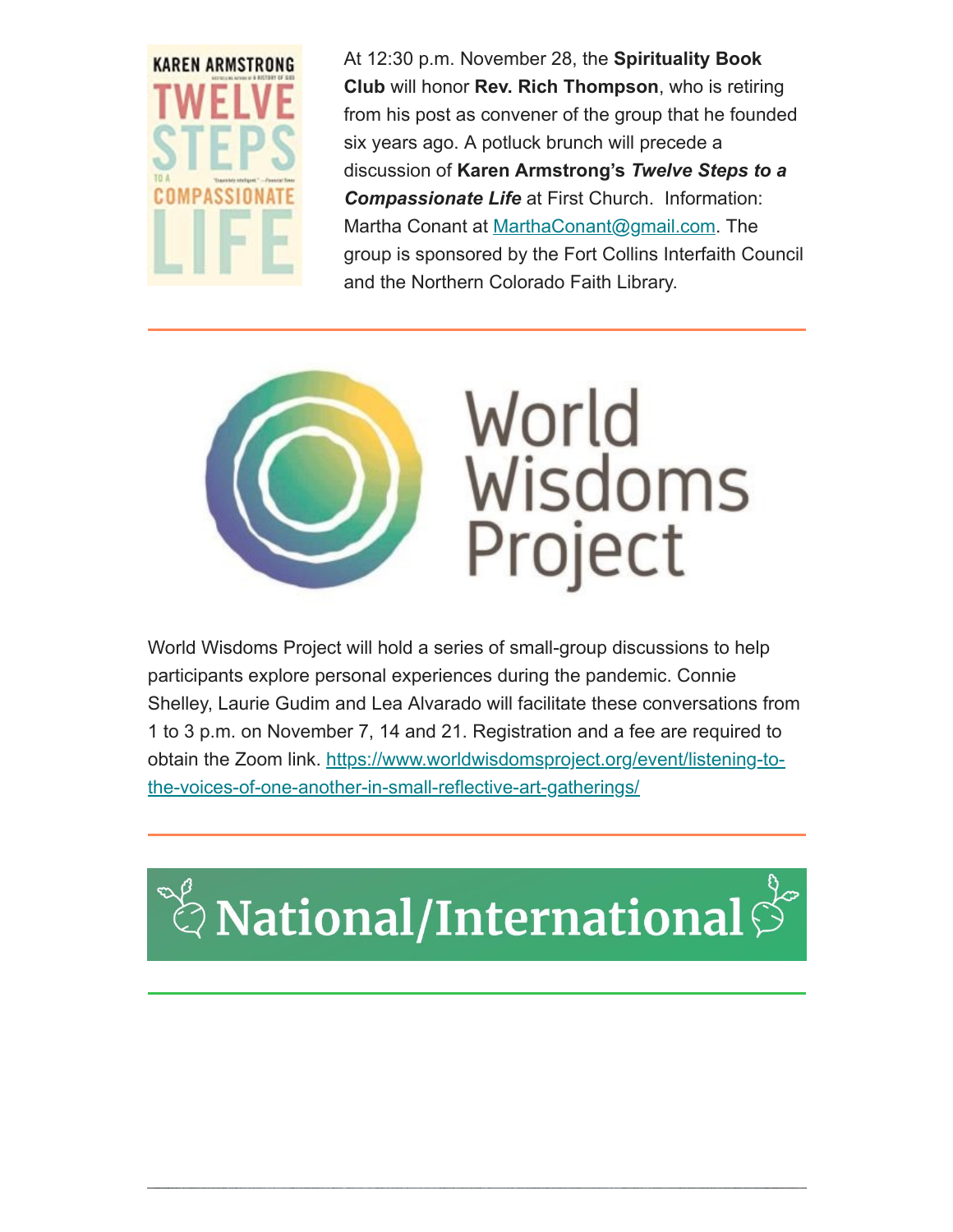At 12:30 p.m. November 28, the **Spirituality Book Club** will honor **Rev. Rich Thompson**, who is retiring from his post as convener of the group that he founded six years ago. A potluck brunch will precede a discussion of **Karen Armstrong's *Twelve Steps to a Compassionate Life*** at First Church. Information: Martha Conant at MarthaConant@gmail.com. The group is sponsored by the Fort Collins Interfaith Council and the Northern Colorado Faith Library.

---

World Wisdoms Project will hold a series of small-group discussions to help participants explore personal experiences during the pandemic. Connie Shelley, Laurie Gudim and Lea Alvarado will facilitate these conversations from 1 to 3 p.m. on November 7, 14 and 21. Registration and a fee are required to obtain the Zoom link. https://www.worldwisdomsproject.org/event/listening-to-the-voices-of-one-another-in-small-reflective-art-gatherings/

---

# National/International

---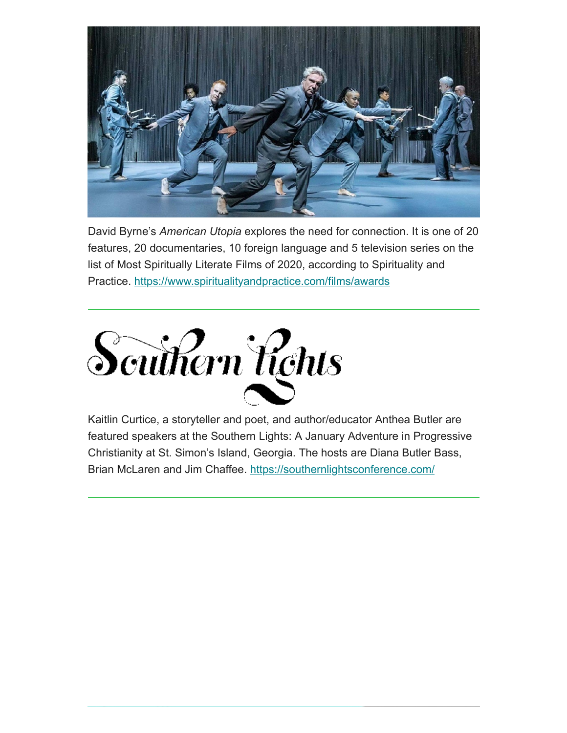David Byrne's *American Utopia* explores the need for connection. It is one of 20 features, 20 documentaries, 10 foreign language and 5 television series on the list of Most Spiritually Literate Films of 2020, according to Spirituality and Practice. https://www.spiritualityandpractice.com/films/awards

---

Southern Lights

Kaitlin Curtice, a storyteller and poet, and author/educator Anthea Butler are featured speakers at the Southern Lights: A January Adventure in Progressive Christianity at St. Simon's Island, Georgia. The hosts are Diana Butler Bass, Brian McLaren and Jim Chaffee. https://southernlightsconference.com/

---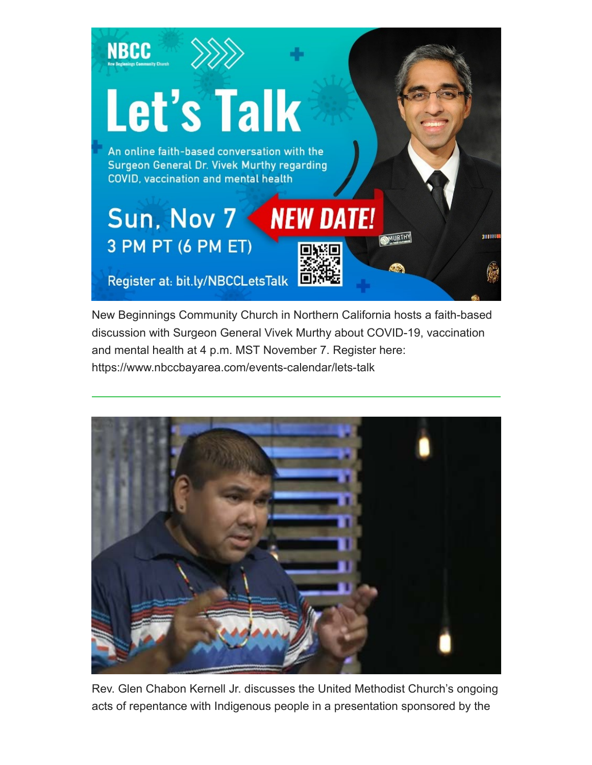New Beginnings Community Church in Northern California hosts a faith-based discussion with Surgeon General Vivek Murthy about COVID-19, vaccination and mental health at 4 p.m. MST November 7. Register here: https://www.nbccbayarea.com/events-calendar/lets-talk

---

Rev. Glen Chabon Kernell Jr. discusses the United Methodist Church's ongoing acts of repentance with Indigenous people in a presentation sponsored by the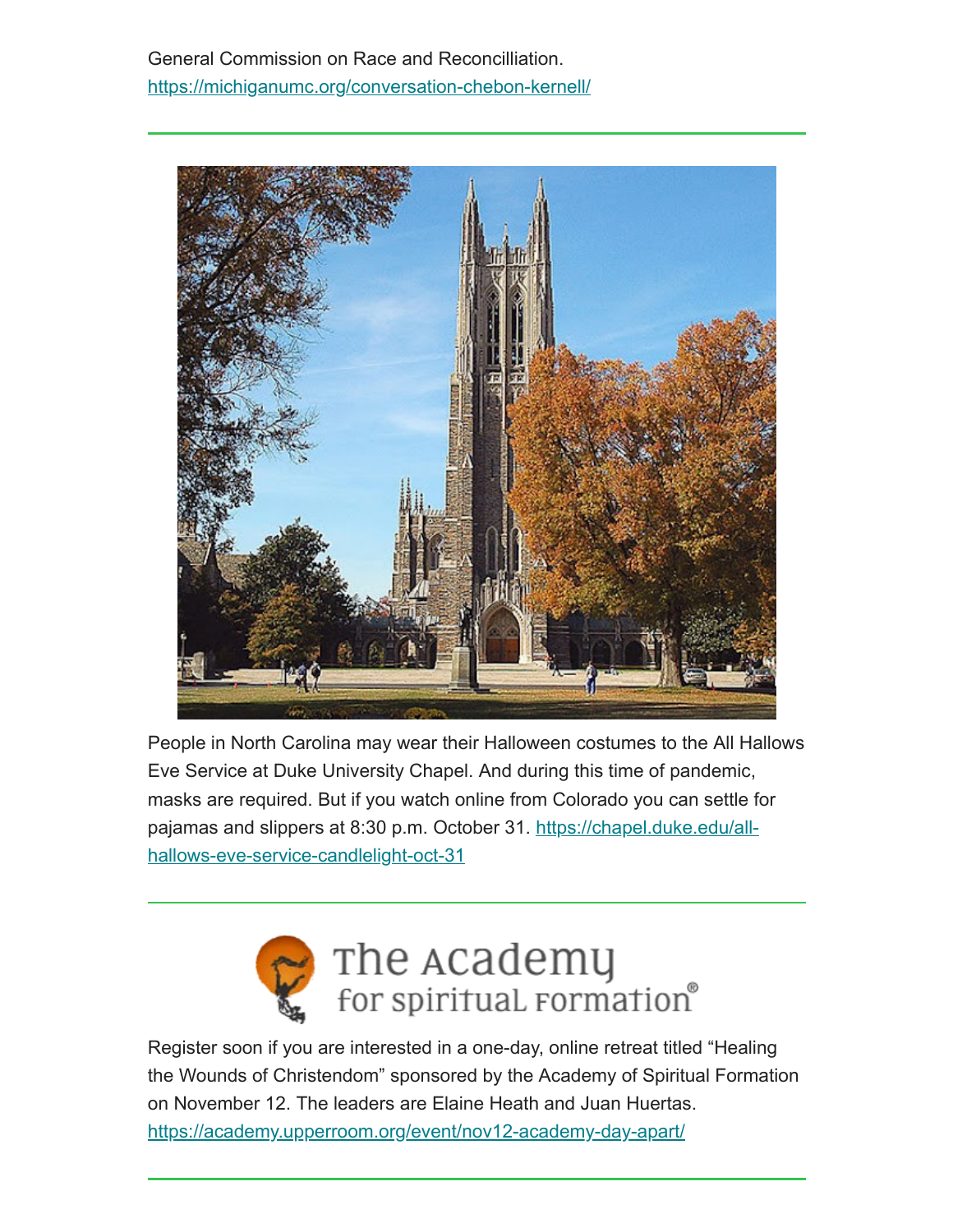General Commission on Race and Reconcilliation. https://michiganumc.org/conversation-chebon-kernell/

---

People in North Carolina may wear their Halloween costumes to the All Hallows Eve Service at Duke University Chapel. And during this time of pandemic, masks are required. But if you watch online from Colorado you can settle for pajamas and slippers at 8:30 p.m. October 31. https://chapel.duke.edu/all-hallows-eve-service-candlelight-oct-31

---

The Academy for Spiritual Formation®

Register soon if you are interested in a one-day, online retreat titled “Healing the Wounds of Christendom” sponsored by the Academy of Spiritual Formation on November 12. The leaders are Elaine Heath and Juan Huertas. https://academy.upperroom.org/event/nov12-academy-day-apart/

---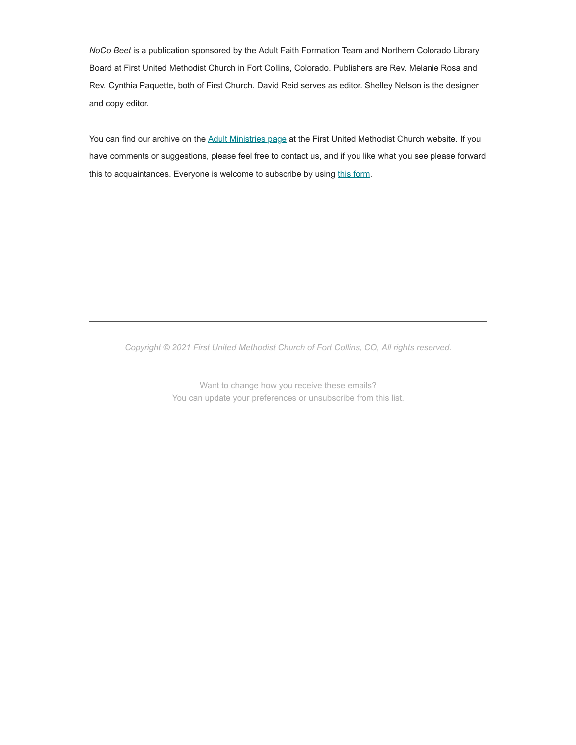*NoCo Beet* is a publication sponsored by the Adult Faith Formation Team and Northern Colorado Library Board at First United Methodist Church in Fort Collins, Colorado. Publishers are Rev. Melanie Rosa and Rev. Cynthia Paquette, both of First Church. David Reid serves as editor. Shelley Nelson is the designer and copy editor.

You can find our archive on the Adult Ministries page at the First United Methodist Church website. If you have comments or suggestions, please feel free to contact us, and if you like what you see please forward this to acquaintances. Everyone is welcome to subscribe by using this form.

---

*Copyright © 2021 First United Methodist Church of Fort Collins, CO, All rights reserved.*

Want to change how you receive these emails?
You can update your preferences or unsubscribe from this list.